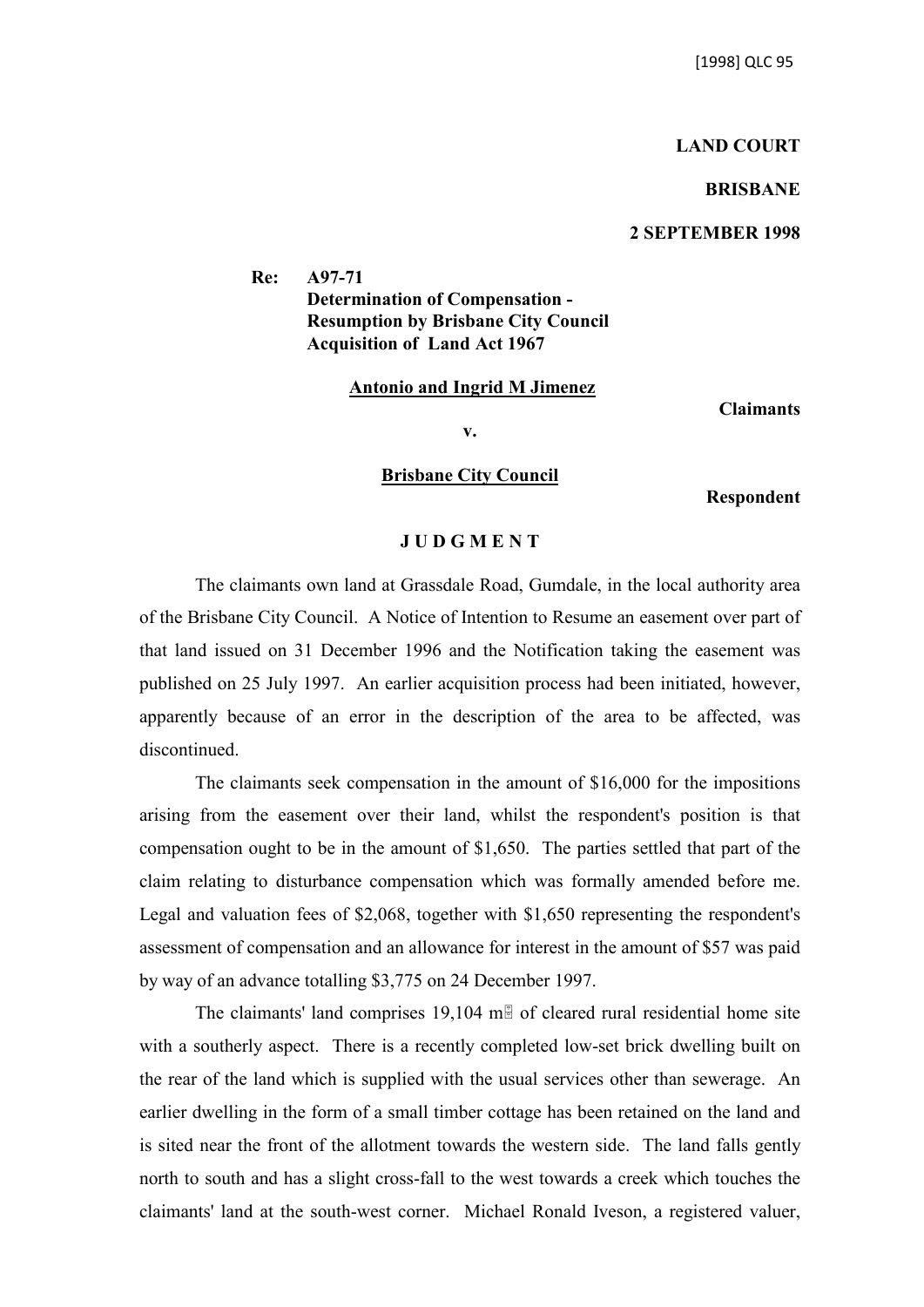[1998] QLC 95

**LAND COURT**

**BRISBANE**

**2 SEPTEMBER 1998**

**Re: A97-71**
**Determination of Compensation - Resumption by Brisbane City Council Acquisition of Land Act 1967**

**Antonio and Ingrid M Jimenez** — **Claimants**

**v.**

**Brisbane City Council** — **Respondent**

**J U D G M E N T**

The claimants own land at Grassdale Road, Gumdale, in the local authority area of the Brisbane City Council. A Notice of Intention to Resume an easement over part of that land issued on 31 December 1996 and the Notification taking the easement was published on 25 July 1997. An earlier acquisition process had been initiated, however, apparently because of an error in the description of the area to be affected, was discontinued.

The claimants seek compensation in the amount of $16,000 for the impositions arising from the easement over their land, whilst the respondent's position is that compensation ought to be in the amount of $1,650. The parties settled that part of the claim relating to disturbance compensation which was formally amended before me. Legal and valuation fees of $2,068, together with $1,650 representing the respondent's assessment of compensation and an allowance for interest in the amount of $57 was paid by way of an advance totalling $3,775 on 24 December 1997.

The claimants' land comprises 19,104 m² of cleared rural residential home site with a southerly aspect. There is a recently completed low-set brick dwelling built on the rear of the land which is supplied with the usual services other than sewerage. An earlier dwelling in the form of a small timber cottage has been retained on the land and is sited near the front of the allotment towards the western side. The land falls gently north to south and has a slight cross-fall to the west towards a creek which touches the claimants' land at the south-west corner. Michael Ronald Iveson, a registered valuer,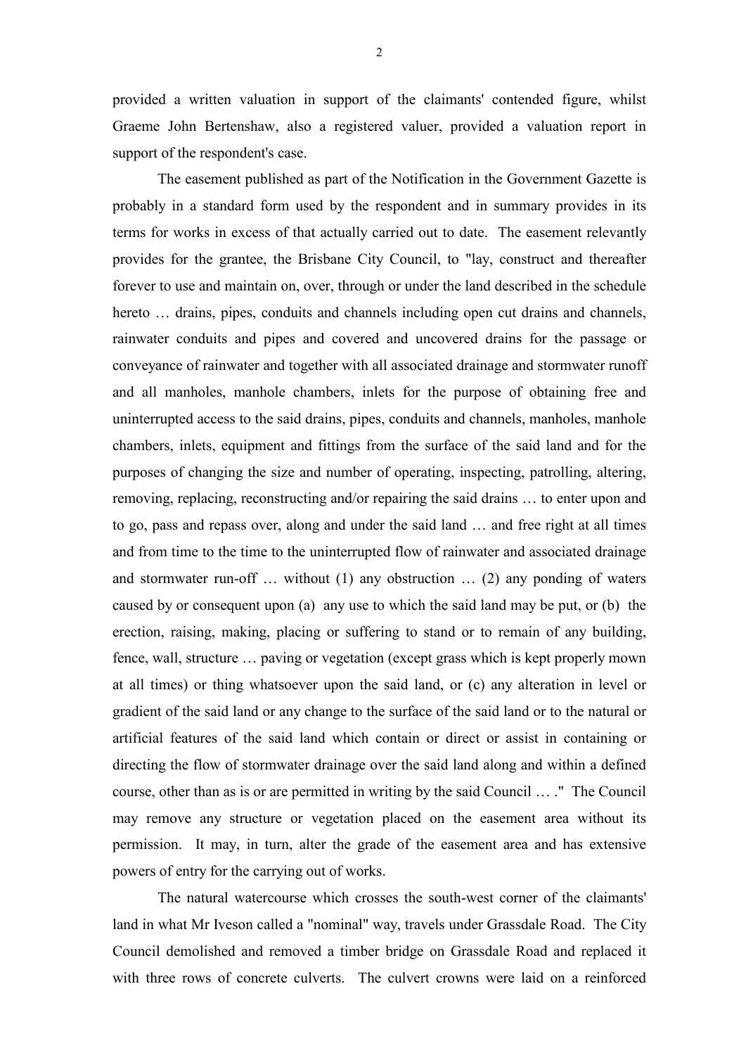provided a written valuation in support of the claimants' contended figure, whilst Graeme John Bertenshaw, also a registered valuer, provided a valuation report in support of the respondent's case.

The easement published as part of the Notification in the Government Gazette is probably in a standard form used by the respondent and in summary provides in its terms for works in excess of that actually carried out to date. The easement relevantly provides for the grantee, the Brisbane City Council, to "lay, construct and thereafter forever to use and maintain on, over, through or under the land described in the schedule hereto … drains, pipes, conduits and channels including open cut drains and channels, rainwater conduits and pipes and covered and uncovered drains for the passage or conveyance of rainwater and together with all associated drainage and stormwater runoff and all manholes, manhole chambers, inlets for the purpose of obtaining free and uninterrupted access to the said drains, pipes, conduits and channels, manholes, manhole chambers, inlets, equipment and fittings from the surface of the said land and for the purposes of changing the size and number of operating, inspecting, patrolling, altering, removing, replacing, reconstructing and/or repairing the said drains … to enter upon and to go, pass and repass over, along and under the said land … and free right at all times and from time to the time to the uninterrupted flow of rainwater and associated drainage and stormwater run-off … without (1) any obstruction … (2) any ponding of waters caused by or consequent upon (a) any use to which the said land may be put, or (b) the erection, raising, making, placing or suffering to stand or to remain of any building, fence, wall, structure … paving or vegetation (except grass which is kept properly mown at all times) or thing whatsoever upon the said land, or (c) any alteration in level or gradient of the said land or any change to the surface of the said land or to the natural or artificial features of the said land which contain or direct or assist in containing or directing the flow of stormwater drainage over the said land along and within a defined course, other than as is or are permitted in writing by the said Council … ." The Council may remove any structure or vegetation placed on the easement area without its permission. It may, in turn, alter the grade of the easement area and has extensive powers of entry for the carrying out of works.

The natural watercourse which crosses the south-west corner of the claimants' land in what Mr Iveson called a "nominal" way, travels under Grassdale Road. The City Council demolished and removed a timber bridge on Grassdale Road and replaced it with three rows of concrete culverts. The culvert crowns were laid on a reinforced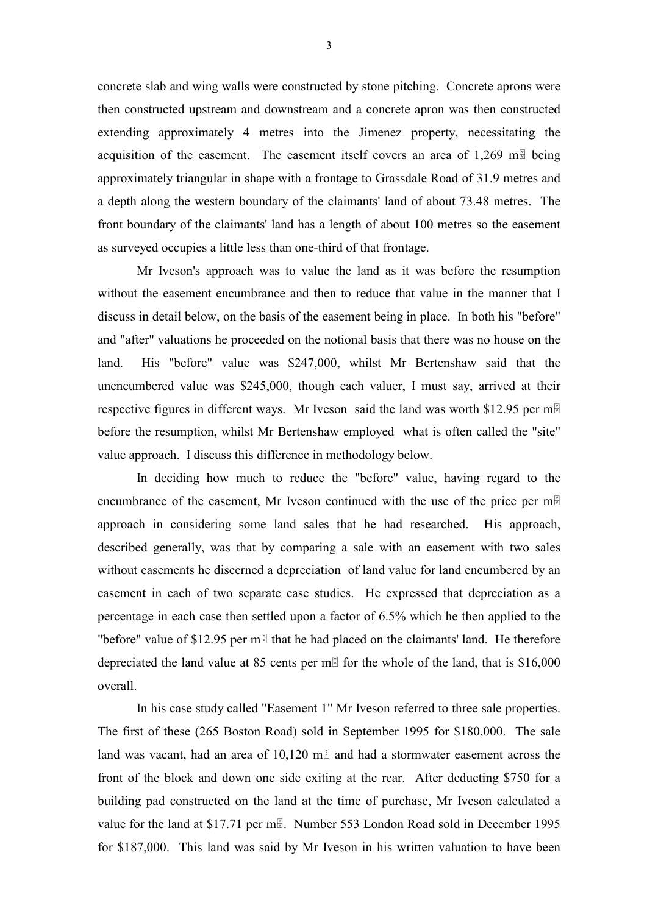concrete slab and wing walls were constructed by stone pitching. Concrete aprons were then constructed upstream and downstream and a concrete apron was then constructed extending approximately 4 metres into the Jimenez property, necessitating the acquisition of the easement. The easement itself covers an area of 1,269 m² being approximately triangular in shape with a frontage to Grassdale Road of 31.9 metres and a depth along the western boundary of the claimants' land of about 73.48 metres. The front boundary of the claimants' land has a length of about 100 metres so the easement as surveyed occupies a little less than one-third of that frontage.

Mr Iveson's approach was to value the land as it was before the resumption without the easement encumbrance and then to reduce that value in the manner that I discuss in detail below, on the basis of the easement being in place. In both his "before" and "after" valuations he proceeded on the notional basis that there was no house on the land. His "before" value was $247,000, whilst Mr Bertenshaw said that the unencumbered value was $245,000, though each valuer, I must say, arrived at their respective figures in different ways. Mr Iveson said the land was worth $12.95 per m² before the resumption, whilst Mr Bertenshaw employed what is often called the "site" value approach. I discuss this difference in methodology below.

In deciding how much to reduce the "before" value, having regard to the encumbrance of the easement, Mr Iveson continued with the use of the price per m² approach in considering some land sales that he had researched. His approach, described generally, was that by comparing a sale with an easement with two sales without easements he discerned a depreciation of land value for land encumbered by an easement in each of two separate case studies. He expressed that depreciation as a percentage in each case then settled upon a factor of 6.5% which he then applied to the "before" value of $12.95 per m² that he had placed on the claimants' land. He therefore depreciated the land value at 85 cents per m² for the whole of the land, that is $16,000 overall.

In his case study called "Easement 1" Mr Iveson referred to three sale properties. The first of these (265 Boston Road) sold in September 1995 for $180,000. The sale land was vacant, had an area of 10,120 m² and had a stormwater easement across the front of the block and down one side exiting at the rear. After deducting $750 for a building pad constructed on the land at the time of purchase, Mr Iveson calculated a value for the land at $17.71 per m². Number 553 London Road sold in December 1995 for $187,000. This land was said by Mr Iveson in his written valuation to have been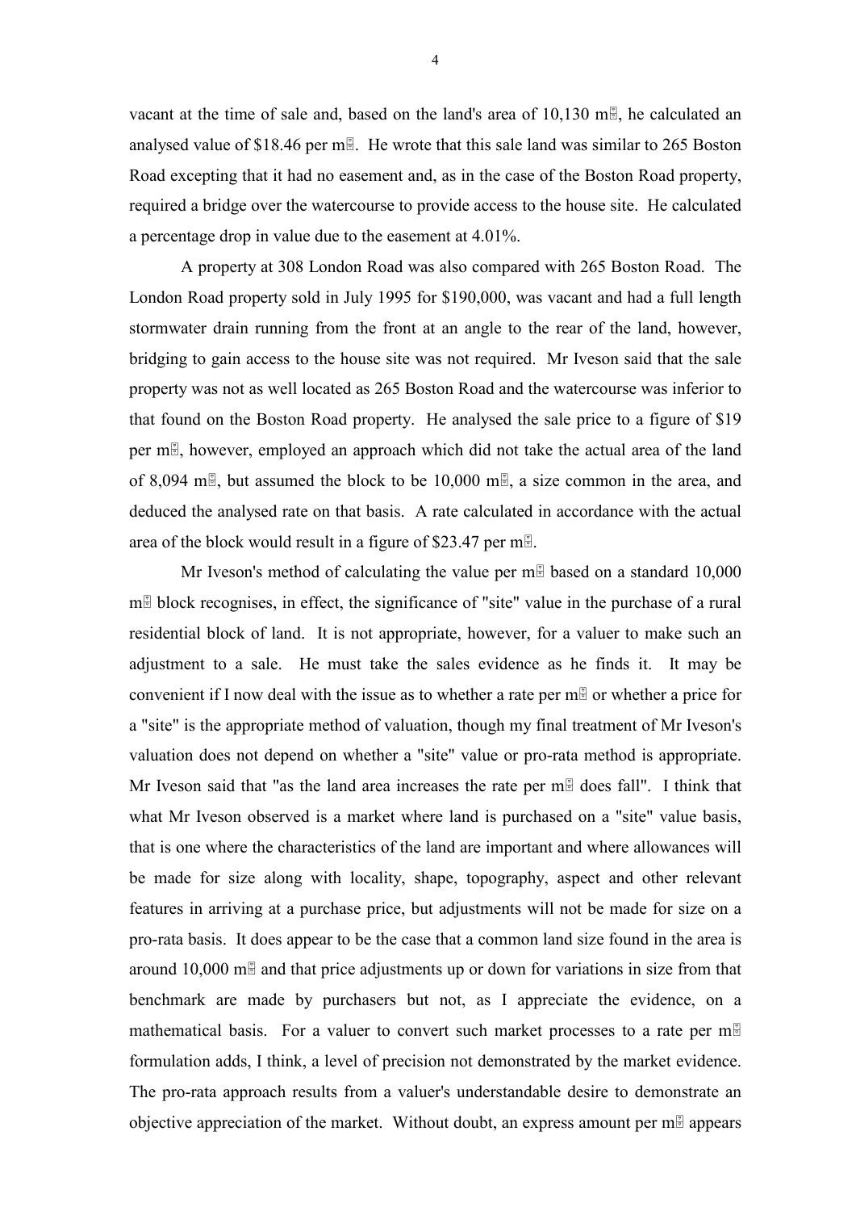vacant at the time of sale and, based on the land's area of 10,130 m², he calculated an analysed value of $18.46 per m². He wrote that this sale land was similar to 265 Boston Road excepting that it had no easement and, as in the case of the Boston Road property, required a bridge over the watercourse to provide access to the house site. He calculated a percentage drop in value due to the easement at 4.01%.

A property at 308 London Road was also compared with 265 Boston Road. The London Road property sold in July 1995 for $190,000, was vacant and had a full length stormwater drain running from the front at an angle to the rear of the land, however, bridging to gain access to the house site was not required. Mr Iveson said that the sale property was not as well located as 265 Boston Road and the watercourse was inferior to that found on the Boston Road property. He analysed the sale price to a figure of $19 per m², however, employed an approach which did not take the actual area of the land of 8,094 m², but assumed the block to be 10,000 m², a size common in the area, and deduced the analysed rate on that basis. A rate calculated in accordance with the actual area of the block would result in a figure of $23.47 per m².

Mr Iveson's method of calculating the value per m² based on a standard 10,000 m² block recognises, in effect, the significance of "site" value in the purchase of a rural residential block of land. It is not appropriate, however, for a valuer to make such an adjustment to a sale. He must take the sales evidence as he finds it. It may be convenient if I now deal with the issue as to whether a rate per m² or whether a price for a "site" is the appropriate method of valuation, though my final treatment of Mr Iveson's valuation does not depend on whether a "site" value or pro-rata method is appropriate. Mr Iveson said that "as the land area increases the rate per m² does fall". I think that what Mr Iveson observed is a market where land is purchased on a "site" value basis, that is one where the characteristics of the land are important and where allowances will be made for size along with locality, shape, topography, aspect and other relevant features in arriving at a purchase price, but adjustments will not be made for size on a pro-rata basis. It does appear to be the case that a common land size found in the area is around 10,000 m² and that price adjustments up or down for variations in size from that benchmark are made by purchasers but not, as I appreciate the evidence, on a mathematical basis. For a valuer to convert such market processes to a rate per m² formulation adds, I think, a level of precision not demonstrated by the market evidence. The pro-rata approach results from a valuer's understandable desire to demonstrate an objective appreciation of the market. Without doubt, an express amount per m² appears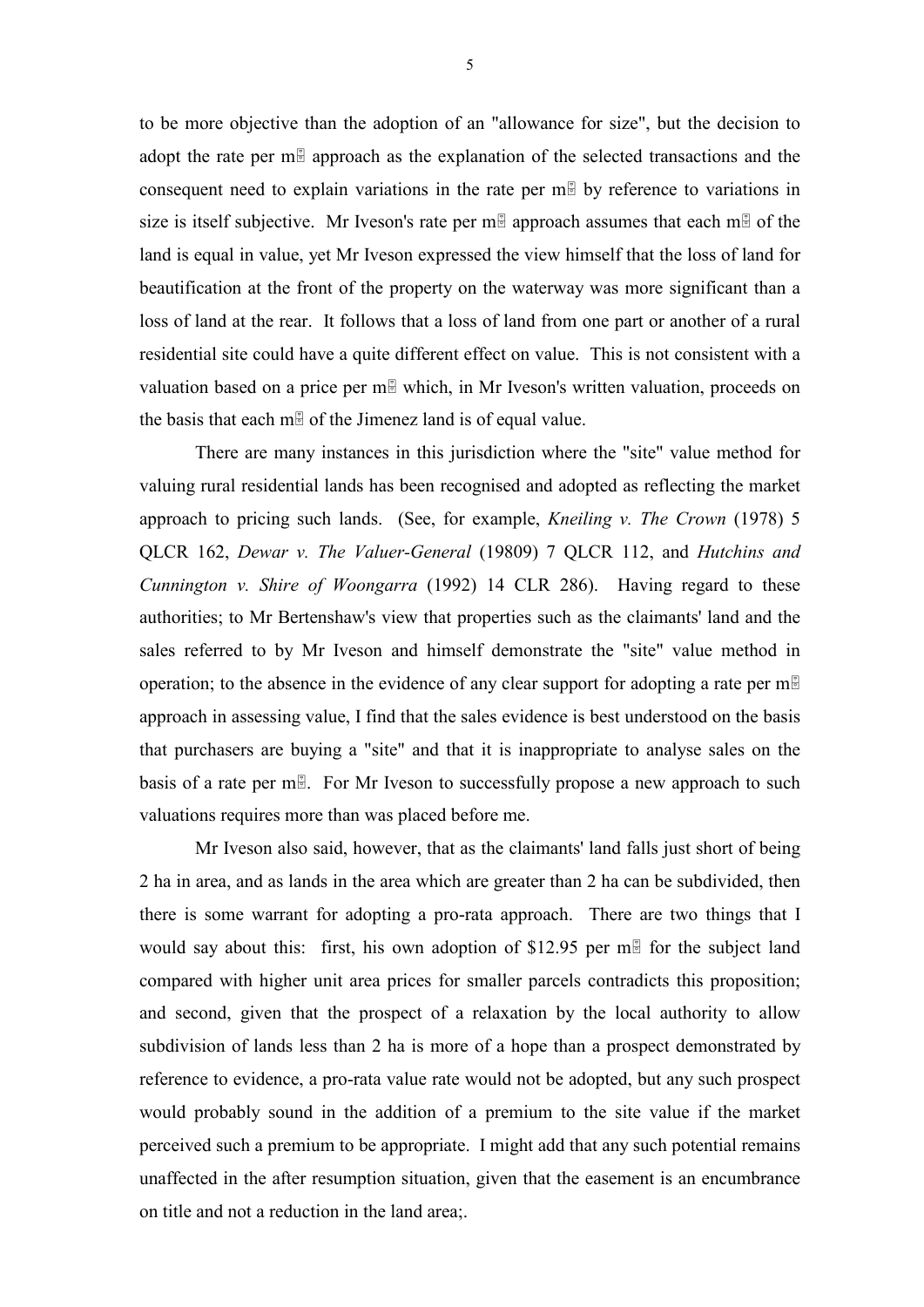to be more objective than the adoption of an "allowance for size", but the decision to adopt the rate per m² approach as the explanation of the selected transactions and the consequent need to explain variations in the rate per m² by reference to variations in size is itself subjective. Mr Iveson's rate per m² approach assumes that each m² of the land is equal in value, yet Mr Iveson expressed the view himself that the loss of land for beautification at the front of the property on the waterway was more significant than a loss of land at the rear. It follows that a loss of land from one part or another of a rural residential site could have a quite different effect on value. This is not consistent with a valuation based on a price per m² which, in Mr Iveson's written valuation, proceeds on the basis that each m² of the Jimenez land is of equal value.

There are many instances in this jurisdiction where the "site" value method for valuing rural residential lands has been recognised and adopted as reflecting the market approach to pricing such lands. (See, for example, *Kneiling v. The Crown* (1978) 5 QLCR 162, *Dewar v. The Valuer-General* (19809) 7 QLCR 112, and *Hutchins and Cunnington v. Shire of Woongarra* (1992) 14 CLR 286). Having regard to these authorities; to Mr Bertenshaw's view that properties such as the claimants' land and the sales referred to by Mr Iveson and himself demonstrate the "site" value method in operation; to the absence in the evidence of any clear support for adopting a rate per m² approach in assessing value, I find that the sales evidence is best understood on the basis that purchasers are buying a "site" and that it is inappropriate to analyse sales on the basis of a rate per m². For Mr Iveson to successfully propose a new approach to such valuations requires more than was placed before me.

Mr Iveson also said, however, that as the claimants' land falls just short of being 2 ha in area, and as lands in the area which are greater than 2 ha can be subdivided, then there is some warrant for adopting a pro-rata approach. There are two things that I would say about this: first, his own adoption of $12.95 per m² for the subject land compared with higher unit area prices for smaller parcels contradicts this proposition; and second, given that the prospect of a relaxation by the local authority to allow subdivision of lands less than 2 ha is more of a hope than a prospect demonstrated by reference to evidence, a pro-rata value rate would not be adopted, but any such prospect would probably sound in the addition of a premium to the site value if the market perceived such a premium to be appropriate. I might add that any such potential remains unaffected in the after resumption situation, given that the easement is an encumbrance on title and not a reduction in the land area;.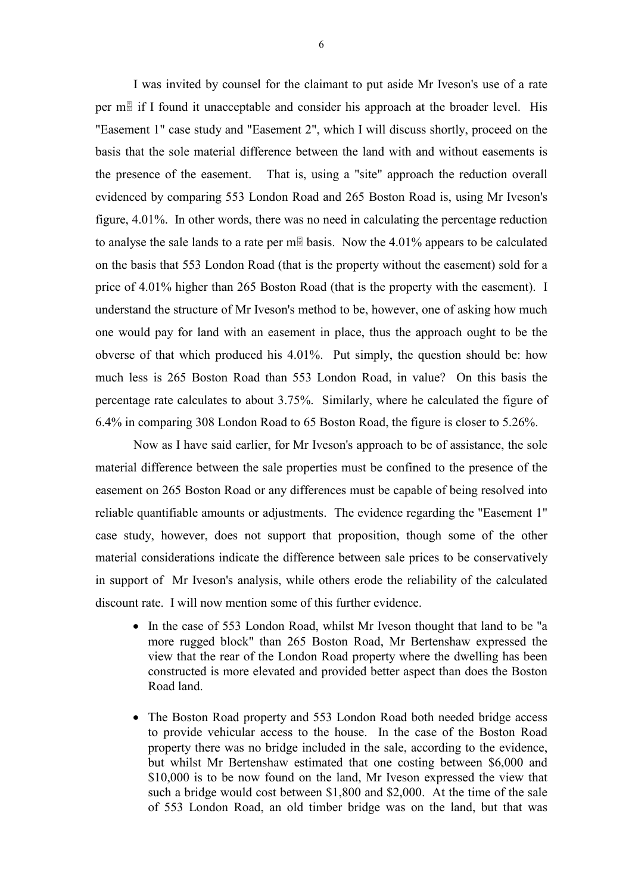I was invited by counsel for the claimant to put aside Mr Iveson's use of a rate per m² if I found it unacceptable and consider his approach at the broader level. His "Easement 1" case study and "Easement 2", which I will discuss shortly, proceed on the basis that the sole material difference between the land with and without easements is the presence of the easement. That is, using a "site" approach the reduction overall evidenced by comparing 553 London Road and 265 Boston Road is, using Mr Iveson's figure, 4.01%. In other words, there was no need in calculating the percentage reduction to analyse the sale lands to a rate per m² basis. Now the 4.01% appears to be calculated on the basis that 553 London Road (that is the property without the easement) sold for a price of 4.01% higher than 265 Boston Road (that is the property with the easement). I understand the structure of Mr Iveson's method to be, however, one of asking how much one would pay for land with an easement in place, thus the approach ought to be the obverse of that which produced his 4.01%. Put simply, the question should be: how much less is 265 Boston Road than 553 London Road, in value? On this basis the percentage rate calculates to about 3.75%. Similarly, where he calculated the figure of 6.4% in comparing 308 London Road to 65 Boston Road, the figure is closer to 5.26%.

Now as I have said earlier, for Mr Iveson's approach to be of assistance, the sole material difference between the sale properties must be confined to the presence of the easement on 265 Boston Road or any differences must be capable of being resolved into reliable quantifiable amounts or adjustments. The evidence regarding the "Easement 1" case study, however, does not support that proposition, though some of the other material considerations indicate the difference between sale prices to be conservatively in support of Mr Iveson's analysis, while others erode the reliability of the calculated discount rate. I will now mention some of this further evidence.

- In the case of 553 London Road, whilst Mr Iveson thought that land to be "a more rugged block" than 265 Boston Road, Mr Bertenshaw expressed the view that the rear of the London Road property where the dwelling has been constructed is more elevated and provided better aspect than does the Boston Road land.
- The Boston Road property and 553 London Road both needed bridge access to provide vehicular access to the house. In the case of the Boston Road property there was no bridge included in the sale, according to the evidence, but whilst Mr Bertenshaw estimated that one costing between $6,000 and $10,000 is to be now found on the land, Mr Iveson expressed the view that such a bridge would cost between $1,800 and $2,000. At the time of the sale of 553 London Road, an old timber bridge was on the land, but that was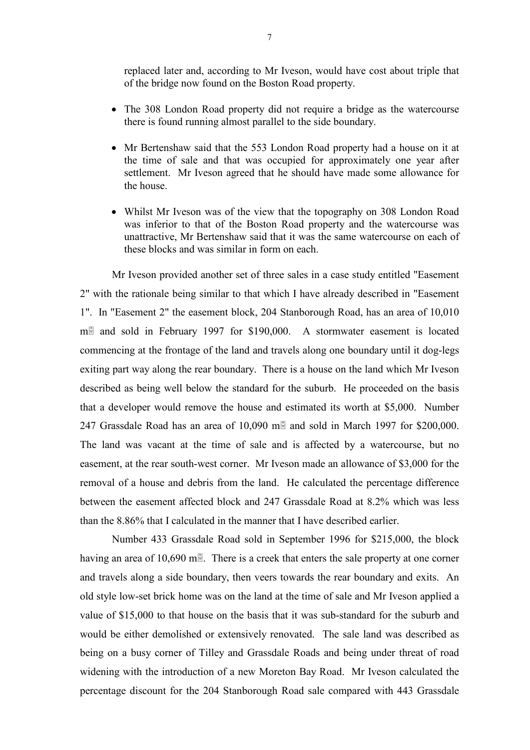replaced later and, according to Mr Iveson, would have cost about triple that of the bridge now found on the Boston Road property.

- The 308 London Road property did not require a bridge as the watercourse there is found running almost parallel to the side boundary.
- Mr Bertenshaw said that the 553 London Road property had a house on it at the time of sale and that was occupied for approximately one year after settlement. Mr Iveson agreed that he should have made some allowance for the house.
- Whilst Mr Iveson was of the view that the topography on 308 London Road was inferior to that of the Boston Road property and the watercourse was unattractive, Mr Bertenshaw said that it was the same watercourse on each of these blocks and was similar in form on each.

Mr Iveson provided another set of three sales in a case study entitled "Easement 2" with the rationale being similar to that which I have already described in "Easement 1". In "Easement 2" the easement block, 204 Stanborough Road, has an area of 10,010 m² and sold in February 1997 for $190,000. A stormwater easement is located commencing at the frontage of the land and travels along one boundary until it dog-legs exiting part way along the rear boundary. There is a house on the land which Mr Iveson described as being well below the standard for the suburb. He proceeded on the basis that a developer would remove the house and estimated its worth at $5,000. Number 247 Grassdale Road has an area of 10,090 m² and sold in March 1997 for $200,000. The land was vacant at the time of sale and is affected by a watercourse, but no easement, at the rear south-west corner. Mr Iveson made an allowance of $3,000 for the removal of a house and debris from the land. He calculated the percentage difference between the easement affected block and 247 Grassdale Road at 8.2% which was less than the 8.86% that I calculated in the manner that I have described earlier.

Number 433 Grassdale Road sold in September 1996 for $215,000, the block having an area of 10,690 m². There is a creek that enters the sale property at one corner and travels along a side boundary, then veers towards the rear boundary and exits. An old style low-set brick home was on the land at the time of sale and Mr Iveson applied a value of $15,000 to that house on the basis that it was sub-standard for the suburb and would be either demolished or extensively renovated. The sale land was described as being on a busy corner of Tilley and Grassdale Roads and being under threat of road widening with the introduction of a new Moreton Bay Road. Mr Iveson calculated the percentage discount for the 204 Stanborough Road sale compared with 443 Grassdale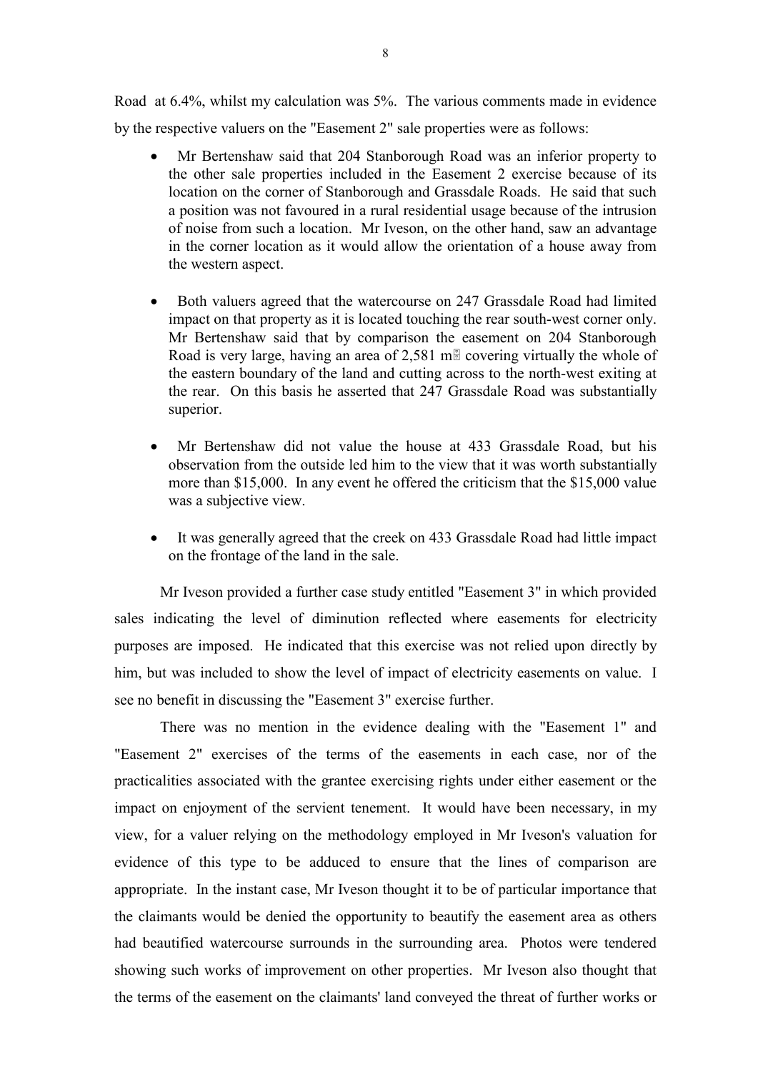Road at 6.4%, whilst my calculation was 5%. The various comments made in evidence by the respective valuers on the "Easement 2" sale properties were as follows:

- Mr Bertenshaw said that 204 Stanborough Road was an inferior property to the other sale properties included in the Easement 2 exercise because of its location on the corner of Stanborough and Grassdale Roads. He said that such a position was not favoured in a rural residential usage because of the intrusion of noise from such a location. Mr Iveson, on the other hand, saw an advantage in the corner location as it would allow the orientation of a house away from the western aspect.

- Both valuers agreed that the watercourse on 247 Grassdale Road had limited impact on that property as it is located touching the rear south-west corner only. Mr Bertenshaw said that by comparison the easement on 204 Stanborough Road is very large, having an area of 2,581 m² covering virtually the whole of the eastern boundary of the land and cutting across to the north-west exiting at the rear. On this basis he asserted that 247 Grassdale Road was substantially superior.

- Mr Bertenshaw did not value the house at 433 Grassdale Road, but his observation from the outside led him to the view that it was worth substantially more than $15,000. In any event he offered the criticism that the $15,000 value was a subjective view.

- It was generally agreed that the creek on 433 Grassdale Road had little impact on the frontage of the land in the sale.

Mr Iveson provided a further case study entitled "Easement 3" in which provided sales indicating the level of diminution reflected where easements for electricity purposes are imposed. He indicated that this exercise was not relied upon directly by him, but was included to show the level of impact of electricity easements on value. I see no benefit in discussing the "Easement 3" exercise further.

There was no mention in the evidence dealing with the "Easement 1" and "Easement 2" exercises of the terms of the easements in each case, nor of the practicalities associated with the grantee exercising rights under either easement or the impact on enjoyment of the servient tenement. It would have been necessary, in my view, for a valuer relying on the methodology employed in Mr Iveson's valuation for evidence of this type to be adduced to ensure that the lines of comparison are appropriate. In the instant case, Mr Iveson thought it to be of particular importance that the claimants would be denied the opportunity to beautify the easement area as others had beautified watercourse surrounds in the surrounding area. Photos were tendered showing such works of improvement on other properties. Mr Iveson also thought that the terms of the easement on the claimants' land conveyed the threat of further works or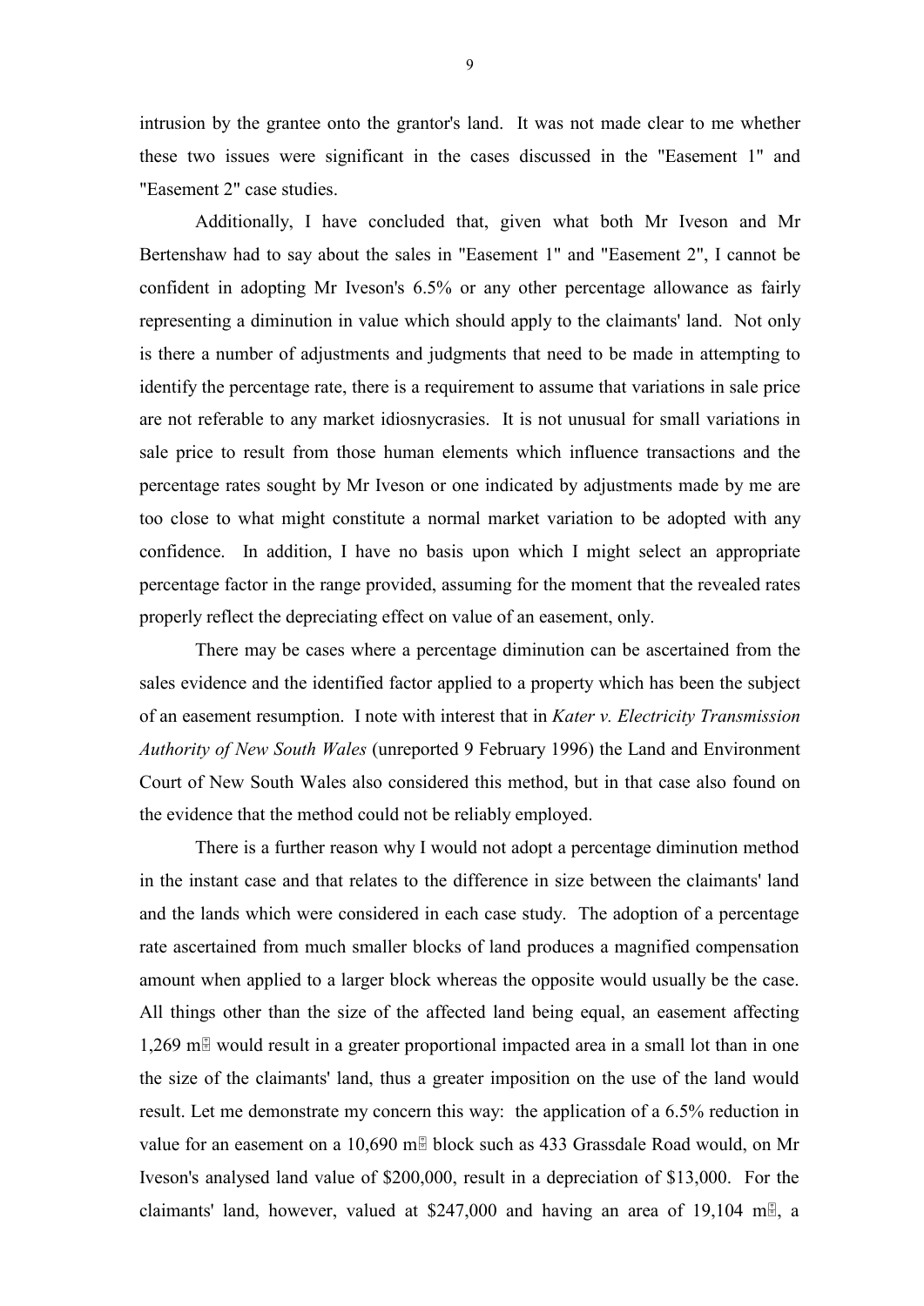intrusion by the grantee onto the grantor's land. It was not made clear to me whether these two issues were significant in the cases discussed in the "Easement 1" and "Easement 2" case studies.

Additionally, I have concluded that, given what both Mr Iveson and Mr Bertenshaw had to say about the sales in "Easement 1" and "Easement 2", I cannot be confident in adopting Mr Iveson's 6.5% or any other percentage allowance as fairly representing a diminution in value which should apply to the claimants' land. Not only is there a number of adjustments and judgments that need to be made in attempting to identify the percentage rate, there is a requirement to assume that variations in sale price are not referable to any market idiosnycrasies. It is not unusual for small variations in sale price to result from those human elements which influence transactions and the percentage rates sought by Mr Iveson or one indicated by adjustments made by me are too close to what might constitute a normal market variation to be adopted with any confidence. In addition, I have no basis upon which I might select an appropriate percentage factor in the range provided, assuming for the moment that the revealed rates properly reflect the depreciating effect on value of an easement, only.

There may be cases where a percentage diminution can be ascertained from the sales evidence and the identified factor applied to a property which has been the subject of an easement resumption. I note with interest that in *Kater v. Electricity Transmission Authority of New South Wales* (unreported 9 February 1996) the Land and Environment Court of New South Wales also considered this method, but in that case also found on the evidence that the method could not be reliably employed.

There is a further reason why I would not adopt a percentage diminution method in the instant case and that relates to the difference in size between the claimants' land and the lands which were considered in each case study. The adoption of a percentage rate ascertained from much smaller blocks of land produces a magnified compensation amount when applied to a larger block whereas the opposite would usually be the case. All things other than the size of the affected land being equal, an easement affecting 1,269 m² would result in a greater proportional impacted area in a small lot than in one the size of the claimants' land, thus a greater imposition on the use of the land would result. Let me demonstrate my concern this way: the application of a 6.5% reduction in value for an easement on a 10,690 m² block such as 433 Grassdale Road would, on Mr Iveson's analysed land value of $200,000, result in a depreciation of $13,000. For the claimants' land, however, valued at $247,000 and having an area of 19,104 m², a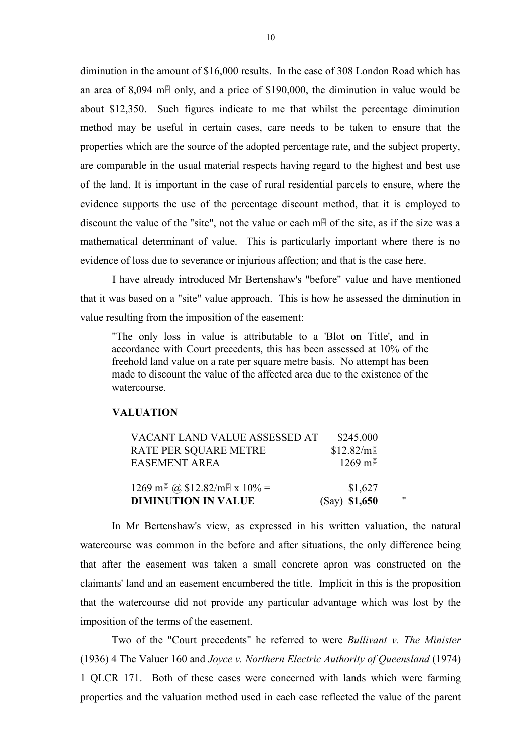diminution in the amount of \$16,000 results. In the case of 308 London Road which has an area of 8,094 m² only, and a price of \$190,000, the diminution in value would be about \$12,350. Such figures indicate to me that whilst the percentage diminution method may be useful in certain cases, care needs to be taken to ensure that the properties which are the source of the adopted percentage rate, and the subject property, are comparable in the usual material respects having regard to the highest and best use of the land. It is important in the case of rural residential parcels to ensure, where the evidence supports the use of the percentage discount method, that it is employed to discount the value of the "site", not the value or each m² of the site, as if the size was a mathematical determinant of value. This is particularly important where there is no evidence of loss due to severance or injurious affection; and that is the case here.

I have already introduced Mr Bertenshaw's "before" value and have mentioned that it was based on a "site" value approach. This is how he assessed the diminution in value resulting from the imposition of the easement:

> "The only loss in value is attributable to a 'Blot on Title', and in accordance with Court precedents, this has been assessed at 10% of the freehold land value on a rate per square metre basis. No attempt has been made to discount the value of the affected area due to the existence of the watercourse.
>
> **VALUATION**
>
> | | |
> |---|---|
> | VACANT LAND VALUE ASSESSED AT | \$245,000 |
> | RATE PER SQUARE METRE | \$12.82/m² |
> | EASEMENT AREA | 1269 m² |
> | | |
> | 1269 m² @ \$12.82/m² x 10% = | \$1,627 |
> | **DIMINUTION IN VALUE** | (Say) **\$1,650** |
>
> "

In Mr Bertenshaw's view, as expressed in his written valuation, the natural watercourse was common in the before and after situations, the only difference being that after the easement was taken a small concrete apron was constructed on the claimants' land and an easement encumbered the title. Implicit in this is the proposition that the watercourse did not provide any particular advantage which was lost by the imposition of the terms of the easement.

Two of the "Court precedents" he referred to were *Bullivant v. The Minister* (1936) 4 The Valuer 160 and *Joyce v. Northern Electric Authority of Queensland* (1974) 1 QLCR 171. Both of these cases were concerned with lands which were farming properties and the valuation method used in each case reflected the value of the parent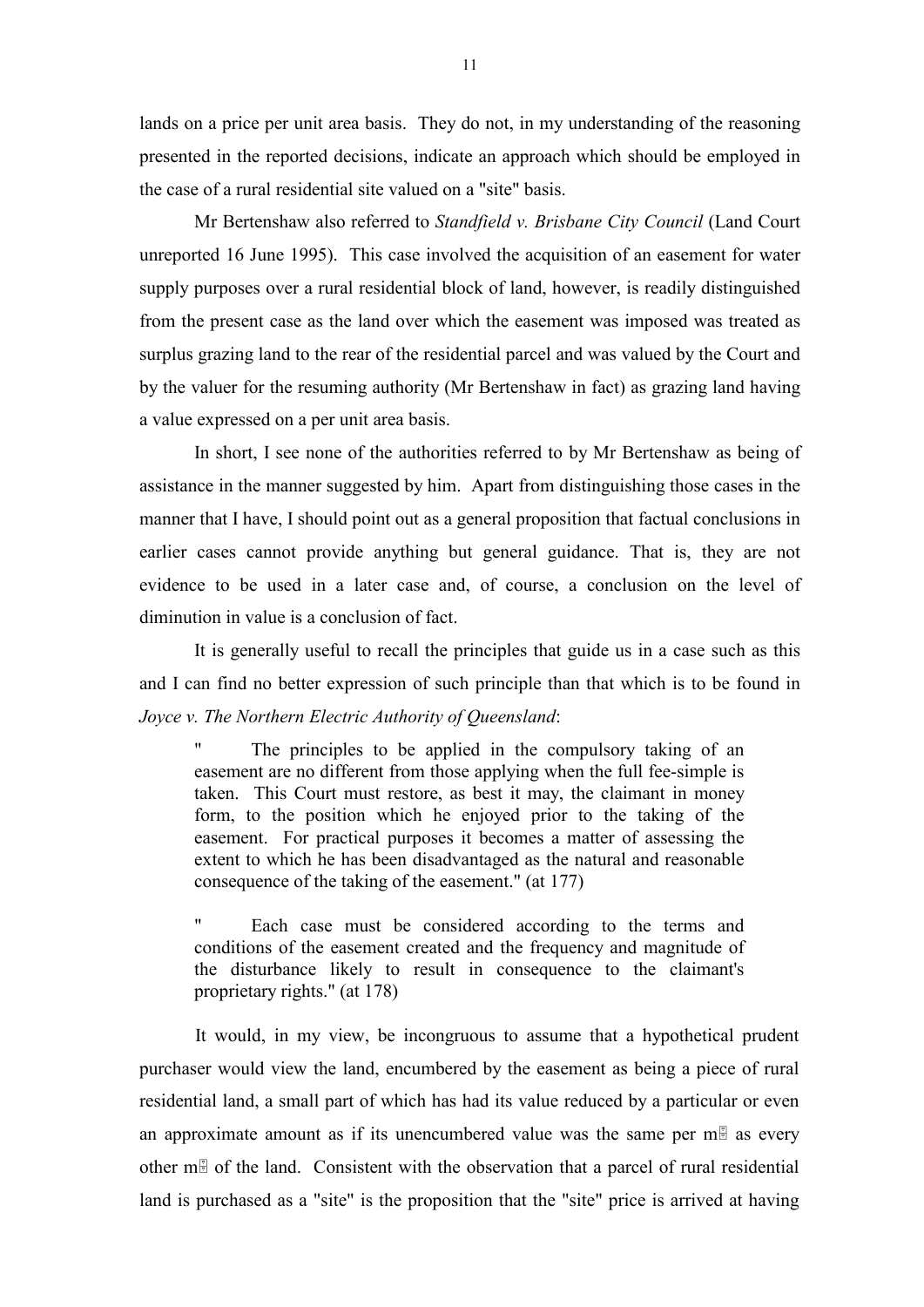lands on a price per unit area basis. They do not, in my understanding of the reasoning presented in the reported decisions, indicate an approach which should be employed in the case of a rural residential site valued on a "site" basis.

Mr Bertenshaw also referred to *Standfield v. Brisbane City Council* (Land Court unreported 16 June 1995). This case involved the acquisition of an easement for water supply purposes over a rural residential block of land, however, is readily distinguished from the present case as the land over which the easement was imposed was treated as surplus grazing land to the rear of the residential parcel and was valued by the Court and by the valuer for the resuming authority (Mr Bertenshaw in fact) as grazing land having a value expressed on a per unit area basis.

In short, I see none of the authorities referred to by Mr Bertenshaw as being of assistance in the manner suggested by him. Apart from distinguishing those cases in the manner that I have, I should point out as a general proposition that factual conclusions in earlier cases cannot provide anything but general guidance. That is, they are not evidence to be used in a later case and, of course, a conclusion on the level of diminution in value is a conclusion of fact.

It is generally useful to recall the principles that guide us in a case such as this and I can find no better expression of such principle than that which is to be found in *Joyce v. The Northern Electric Authority of Queensland*:

> " The principles to be applied in the compulsory taking of an easement are no different from those applying when the full fee-simple is taken. This Court must restore, as best it may, the claimant in money form, to the position which he enjoyed prior to the taking of the easement. For practical purposes it becomes a matter of assessing the extent to which he has been disadvantaged as the natural and reasonable consequence of the taking of the easement." (at 177)

> " Each case must be considered according to the terms and conditions of the easement created and the frequency and magnitude of the disturbance likely to result in consequence to the claimant's proprietary rights." (at 178)

It would, in my view, be incongruous to assume that a hypothetical prudent purchaser would view the land, encumbered by the easement as being a piece of rural residential land, a small part of which has had its value reduced by a particular or even an approximate amount as if its unencumbered value was the same per m² as every other m² of the land. Consistent with the observation that a parcel of rural residential land is purchased as a "site" is the proposition that the "site" price is arrived at having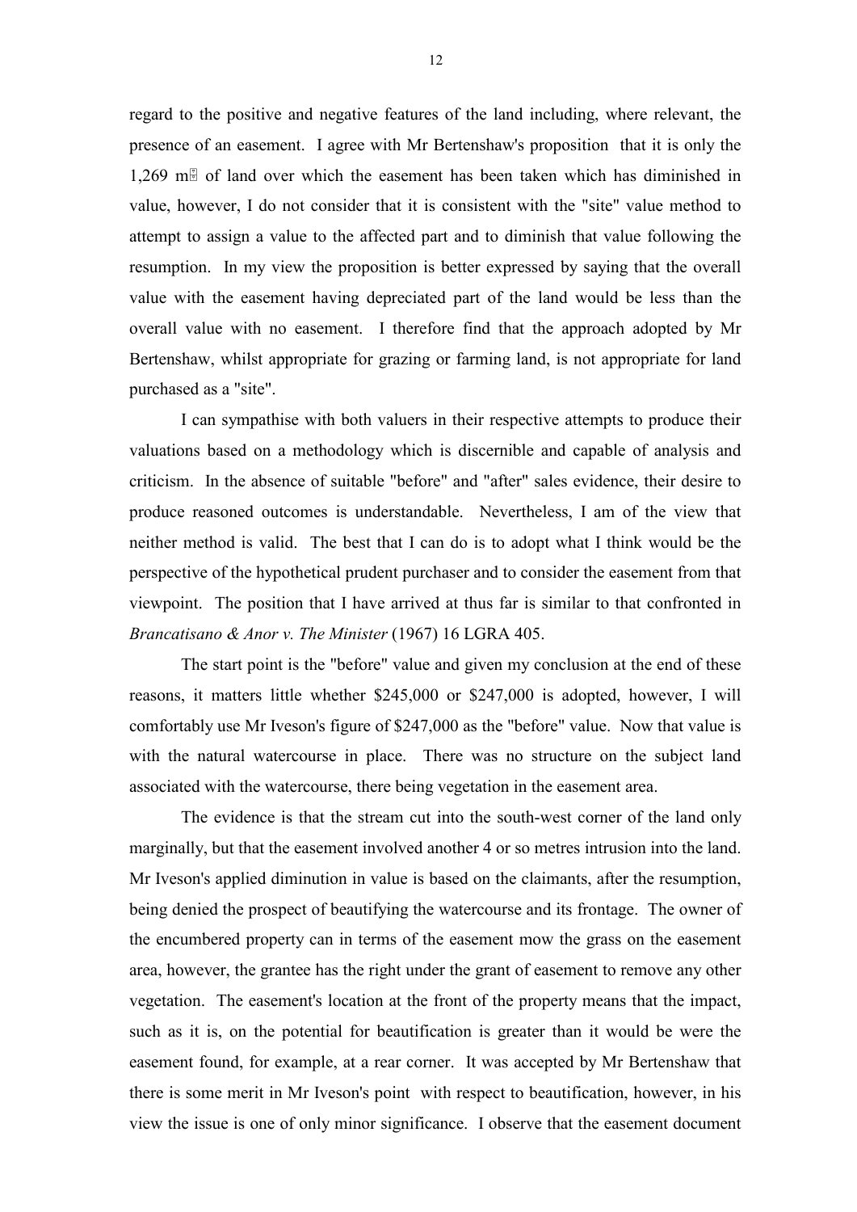regard to the positive and negative features of the land including, where relevant, the presence of an easement. I agree with Mr Bertenshaw's proposition that it is only the 1,269 m² of land over which the easement has been taken which has diminished in value, however, I do not consider that it is consistent with the "site" value method to attempt to assign a value to the affected part and to diminish that value following the resumption. In my view the proposition is better expressed by saying that the overall value with the easement having depreciated part of the land would be less than the overall value with no easement. I therefore find that the approach adopted by Mr Bertenshaw, whilst appropriate for grazing or farming land, is not appropriate for land purchased as a "site".

I can sympathise with both valuers in their respective attempts to produce their valuations based on a methodology which is discernible and capable of analysis and criticism. In the absence of suitable "before" and "after" sales evidence, their desire to produce reasoned outcomes is understandable. Nevertheless, I am of the view that neither method is valid. The best that I can do is to adopt what I think would be the perspective of the hypothetical prudent purchaser and to consider the easement from that viewpoint. The position that I have arrived at thus far is similar to that confronted in *Brancatisano & Anor v. The Minister* (1967) 16 LGRA 405.

The start point is the "before" value and given my conclusion at the end of these reasons, it matters little whether $245,000 or $247,000 is adopted, however, I will comfortably use Mr Iveson's figure of $247,000 as the "before" value. Now that value is with the natural watercourse in place. There was no structure on the subject land associated with the watercourse, there being vegetation in the easement area.

The evidence is that the stream cut into the south-west corner of the land only marginally, but that the easement involved another 4 or so metres intrusion into the land. Mr Iveson's applied diminution in value is based on the claimants, after the resumption, being denied the prospect of beautifying the watercourse and its frontage. The owner of the encumbered property can in terms of the easement mow the grass on the easement area, however, the grantee has the right under the grant of easement to remove any other vegetation. The easement's location at the front of the property means that the impact, such as it is, on the potential for beautification is greater than it would be were the easement found, for example, at a rear corner. It was accepted by Mr Bertenshaw that there is some merit in Mr Iveson's point with respect to beautification, however, in his view the issue is one of only minor significance. I observe that the easement document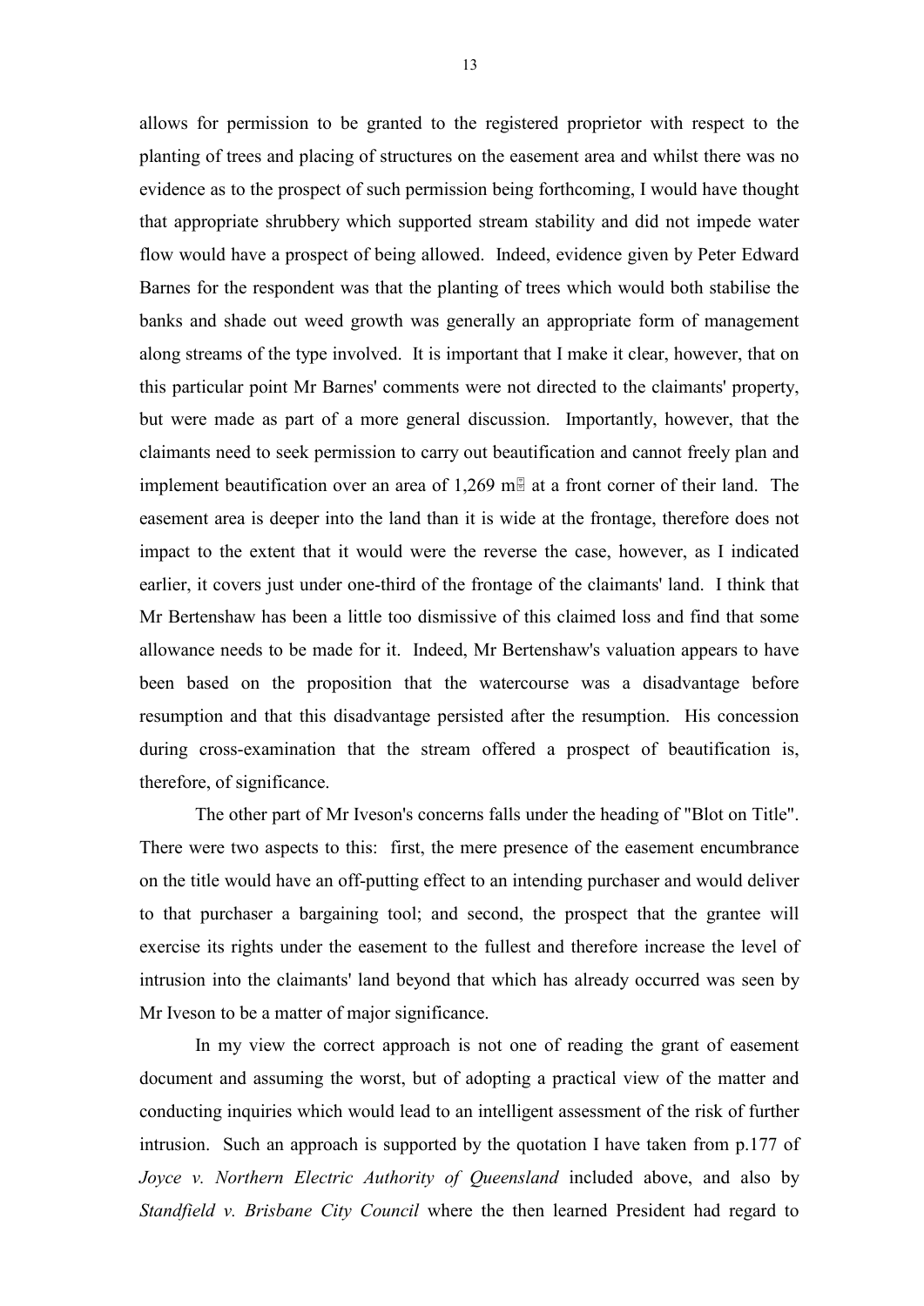allows for permission to be granted to the registered proprietor with respect to the planting of trees and placing of structures on the easement area and whilst there was no evidence as to the prospect of such permission being forthcoming, I would have thought that appropriate shrubbery which supported stream stability and did not impede water flow would have a prospect of being allowed. Indeed, evidence given by Peter Edward Barnes for the respondent was that the planting of trees which would both stabilise the banks and shade out weed growth was generally an appropriate form of management along streams of the type involved. It is important that I make it clear, however, that on this particular point Mr Barnes' comments were not directed to the claimants' property, but were made as part of a more general discussion. Importantly, however, that the claimants need to seek permission to carry out beautification and cannot freely plan and implement beautification over an area of 1,269 m² at a front corner of their land. The easement area is deeper into the land than it is wide at the frontage, therefore does not impact to the extent that it would were the reverse the case, however, as I indicated earlier, it covers just under one-third of the frontage of the claimants' land. I think that Mr Bertenshaw has been a little too dismissive of this claimed loss and find that some allowance needs to be made for it. Indeed, Mr Bertenshaw's valuation appears to have been based on the proposition that the watercourse was a disadvantage before resumption and that this disadvantage persisted after the resumption. His concession during cross-examination that the stream offered a prospect of beautification is, therefore, of significance.

The other part of Mr Iveson's concerns falls under the heading of "Blot on Title". There were two aspects to this: first, the mere presence of the easement encumbrance on the title would have an off-putting effect to an intending purchaser and would deliver to that purchaser a bargaining tool; and second, the prospect that the grantee will exercise its rights under the easement to the fullest and therefore increase the level of intrusion into the claimants' land beyond that which has already occurred was seen by Mr Iveson to be a matter of major significance.

In my view the correct approach is not one of reading the grant of easement document and assuming the worst, but of adopting a practical view of the matter and conducting inquiries which would lead to an intelligent assessment of the risk of further intrusion. Such an approach is supported by the quotation I have taken from p.177 of *Joyce v. Northern Electric Authority of Queensland* included above, and also by *Standfield v. Brisbane City Council* where the then learned President had regard to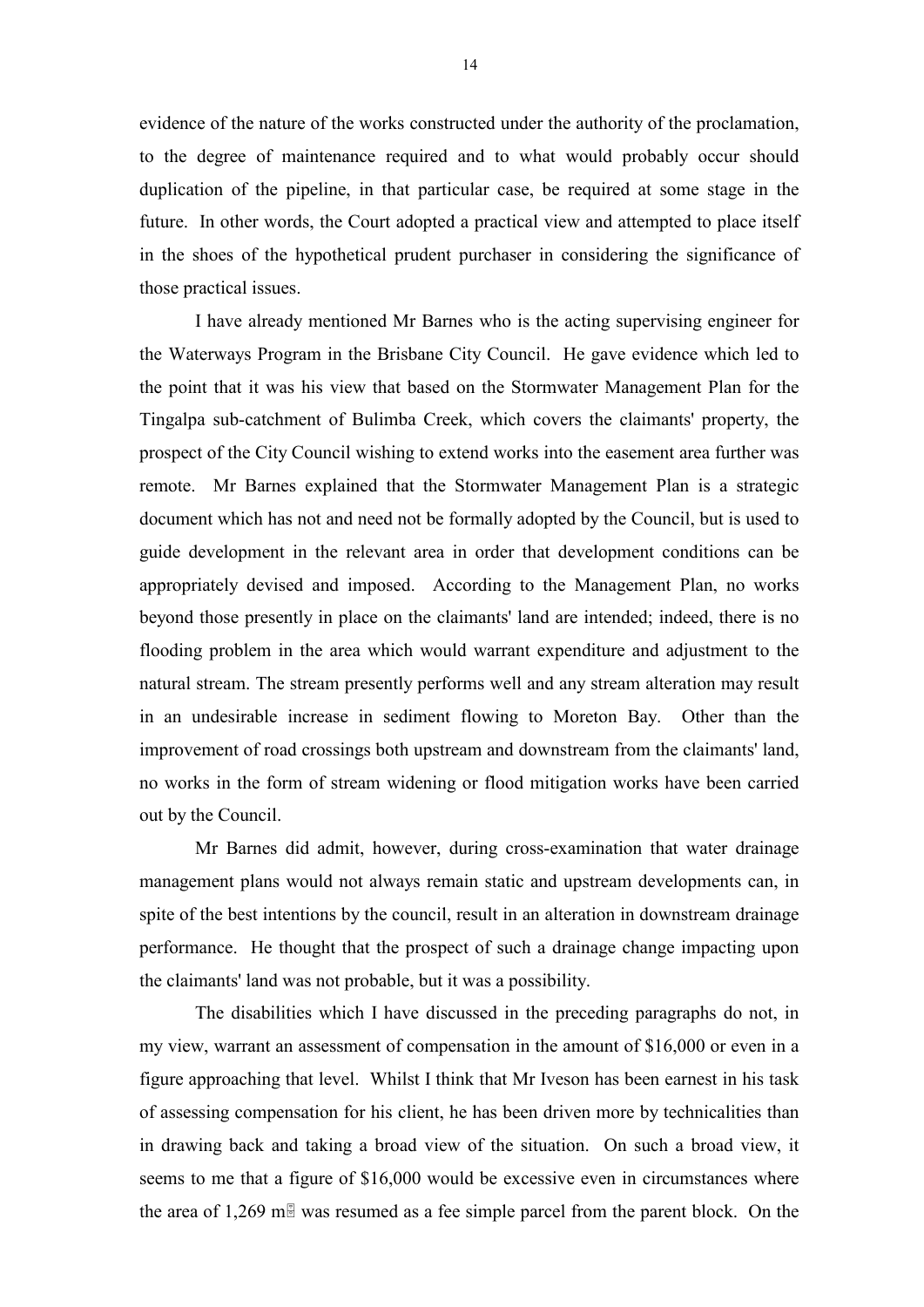evidence of the nature of the works constructed under the authority of the proclamation, to the degree of maintenance required and to what would probably occur should duplication of the pipeline, in that particular case, be required at some stage in the future. In other words, the Court adopted a practical view and attempted to place itself in the shoes of the hypothetical prudent purchaser in considering the significance of those practical issues.

I have already mentioned Mr Barnes who is the acting supervising engineer for the Waterways Program in the Brisbane City Council. He gave evidence which led to the point that it was his view that based on the Stormwater Management Plan for the Tingalpa sub-catchment of Bulimba Creek, which covers the claimants' property, the prospect of the City Council wishing to extend works into the easement area further was remote. Mr Barnes explained that the Stormwater Management Plan is a strategic document which has not and need not be formally adopted by the Council, but is used to guide development in the relevant area in order that development conditions can be appropriately devised and imposed. According to the Management Plan, no works beyond those presently in place on the claimants' land are intended; indeed, there is no flooding problem in the area which would warrant expenditure and adjustment to the natural stream. The stream presently performs well and any stream alteration may result in an undesirable increase in sediment flowing to Moreton Bay. Other than the improvement of road crossings both upstream and downstream from the claimants' land, no works in the form of stream widening or flood mitigation works have been carried out by the Council.

Mr Barnes did admit, however, during cross-examination that water drainage management plans would not always remain static and upstream developments can, in spite of the best intentions by the council, result in an alteration in downstream drainage performance. He thought that the prospect of such a drainage change impacting upon the claimants' land was not probable, but it was a possibility.

The disabilities which I have discussed in the preceding paragraphs do not, in my view, warrant an assessment of compensation in the amount of $16,000 or even in a figure approaching that level. Whilst I think that Mr Iveson has been earnest in his task of assessing compensation for his client, he has been driven more by technicalities than in drawing back and taking a broad view of the situation. On such a broad view, it seems to me that a figure of $16,000 would be excessive even in circumstances where the area of 1,269 m² was resumed as a fee simple parcel from the parent block. On the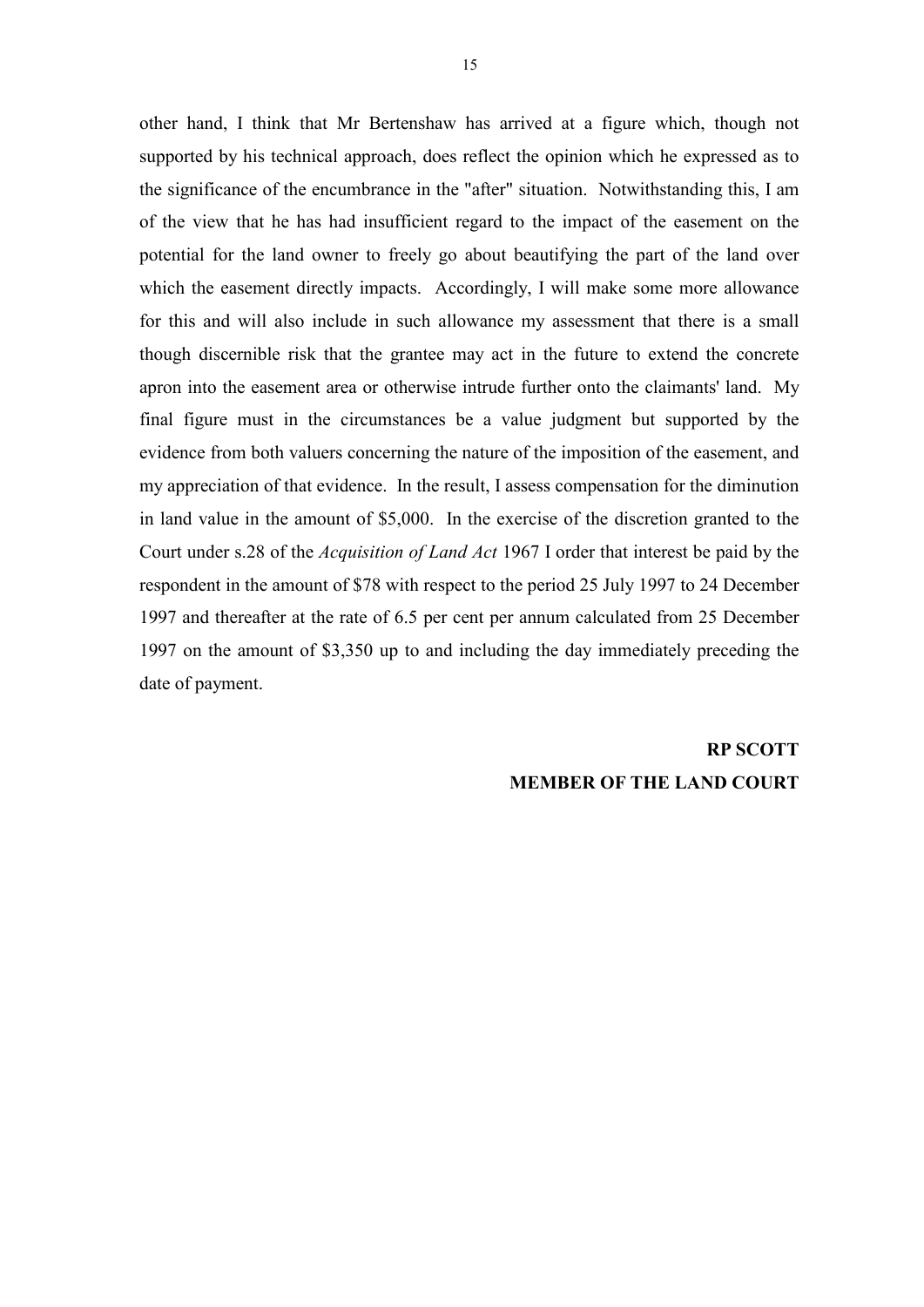other hand, I think that Mr Bertenshaw has arrived at a figure which, though not supported by his technical approach, does reflect the opinion which he expressed as to the significance of the encumbrance in the "after" situation. Notwithstanding this, I am of the view that he has had insufficient regard to the impact of the easement on the potential for the land owner to freely go about beautifying the part of the land over which the easement directly impacts. Accordingly, I will make some more allowance for this and will also include in such allowance my assessment that there is a small though discernible risk that the grantee may act in the future to extend the concrete apron into the easement area or otherwise intrude further onto the claimants' land. My final figure must in the circumstances be a value judgment but supported by the evidence from both valuers concerning the nature of the imposition of the easement, and my appreciation of that evidence. In the result, I assess compensation for the diminution in land value in the amount of $5,000. In the exercise of the discretion granted to the Court under s.28 of the *Acquisition of Land Act* 1967 I order that interest be paid by the respondent in the amount of $78 with respect to the period 25 July 1997 to 24 December 1997 and thereafter at the rate of 6.5 per cent per annum calculated from 25 December 1997 on the amount of $3,350 up to and including the day immediately preceding the date of payment.

**RP SCOTT**
**MEMBER OF THE LAND COURT**